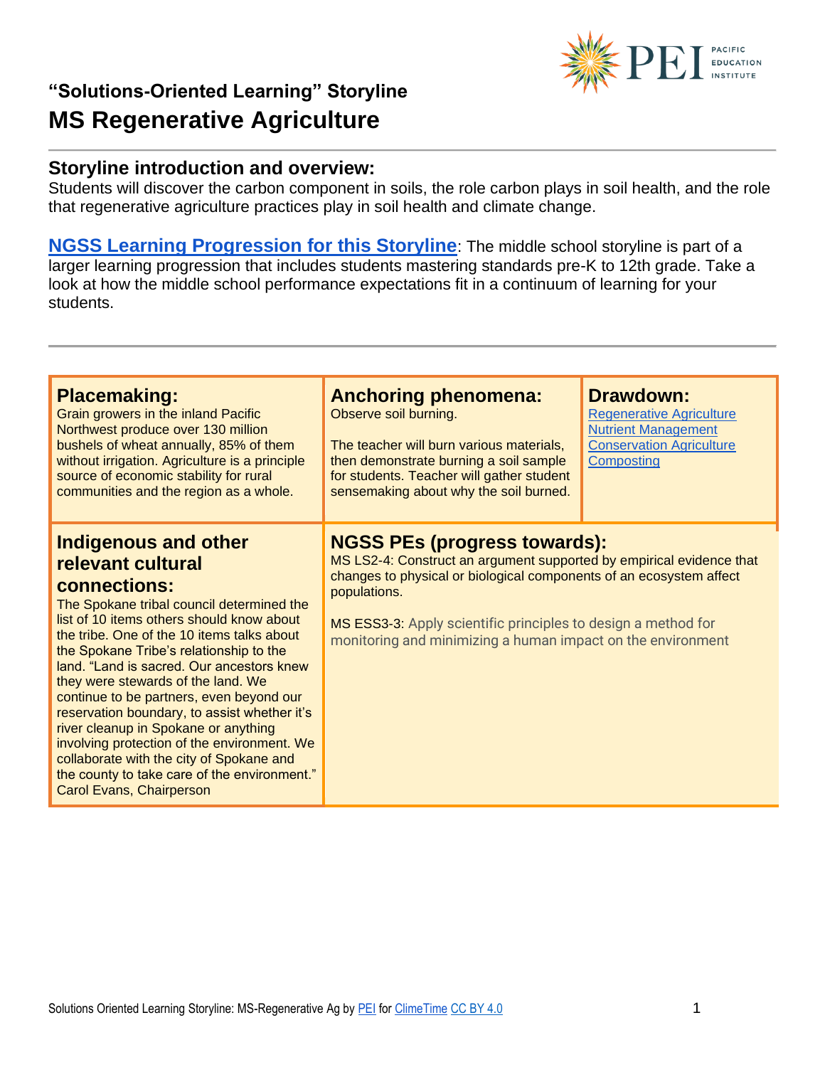### "Solutions-Oriented Learning" Storyline

# MS Regenerative Agriculture

## Storyline introduction and overview:

Students will discover the carbon component in soils, the role carbon plays in soil health, and the role that regenerative agriculture practices play in soil health and climate change.

**NGSS Learning Progression for this Storyline**: The middle school storyline is part of a larger learning progression that includes students mastering standards pre-K to 12th grade. Take a look at how the middle school performance expectations fit in a continuum of learning for your students.

---

### Placemaking:

Grain growers in the inland Pacific Northwest produce over 130 million bushels of wheat annually, 85% of them without irrigation. Agriculture is a principle source of economic stability for rural communities and the region as a whole.

### Anchoring phenomena:

Observe soil burning.

The teacher will burn various materials, then demonstrate burning a soil sample for students. Teacher will gather student sensemaking about why the soil burned.

### Drawdown:

- Regenerative Agriculture
- Nutrient Management
- Conservation Agriculture
- Composting

### Indigenous and other relevant cultural connections:

The Spokane tribal council determined the list of 10 items others should know about the tribe. One of the 10 items talks about the Spokane Tribe's relationship to the land. "Land is sacred. Our ancestors knew they were stewards of the land. We continue to be partners, even beyond our reservation boundary, to assist whether it's river cleanup in Spokane or anything involving protection of the environment. We collaborate with the city of Spokane and the county to take care of the environment." Carol Evans, Chairperson

### NGSS PEs (progress towards):

MS LS2-4: Construct an argument supported by empirical evidence that changes to physical or biological components of an ecosystem affect populations.

MS ESS3-3: Apply scientific principles to design a method for monitoring and minimizing a human impact on the environment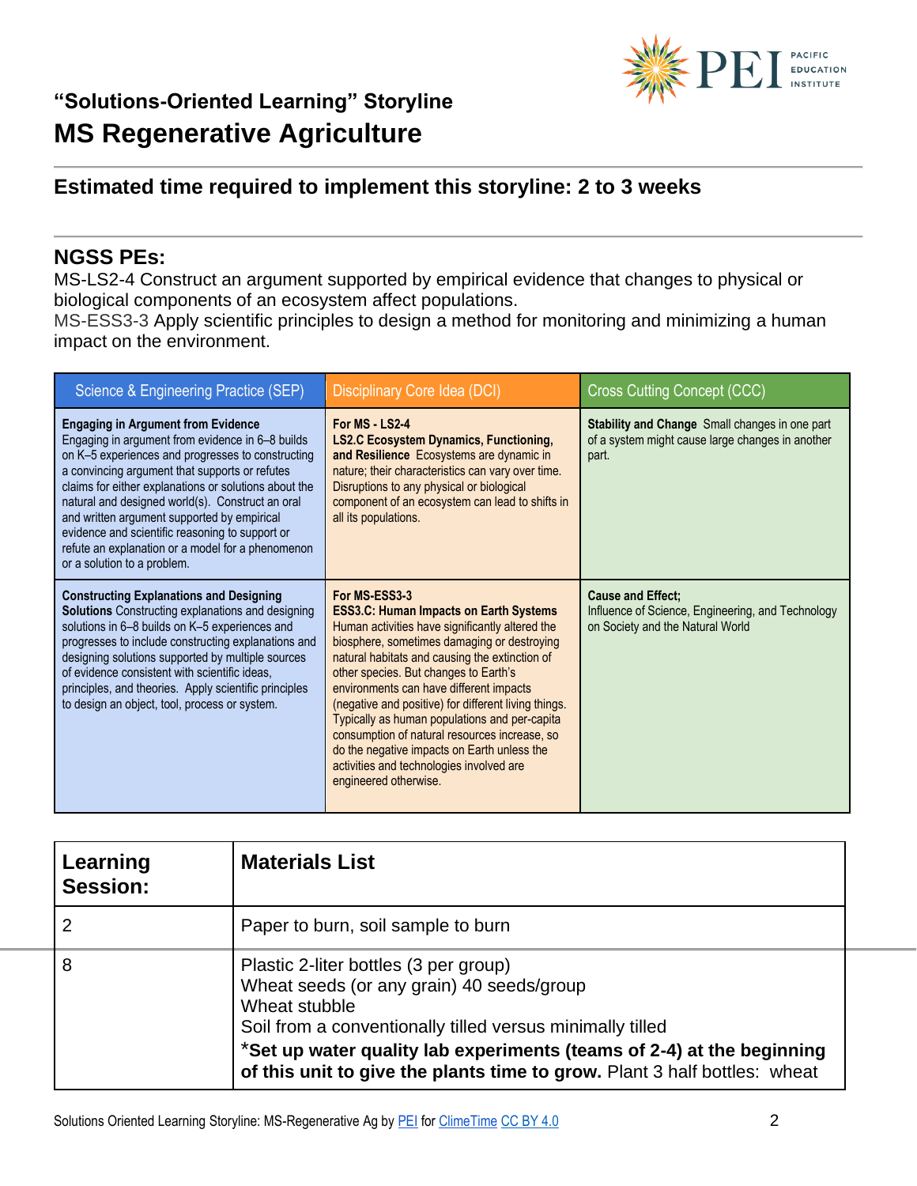### “Solutions-Oriented Learning” Storyline

# MS Regenerative Agriculture

## Estimated time required to implement this storyline: 2 to 3 weeks

## NGSS PEs:

MS-LS2-4 Construct an argument supported by empirical evidence that changes to physical or biological components of an ecosystem affect populations.
MS-ESS3-3 Apply scientific principles to design a method for monitoring and minimizing a human impact on the environment.

| Science & Engineering Practice (SEP) | Disciplinary Core Idea (DCI) | Cross Cutting Concept (CCC) |
|---|---|---|
| **Engaging in Argument from Evidence** Engaging in argument from evidence in 6–8 builds on K–5 experiences and progresses to constructing a convincing argument that supports or refutes claims for either explanations or solutions about the natural and designed world(s). Construct an oral and written argument supported by empirical evidence and scientific reasoning to support or refute an explanation or a model for a phenomenon or a solution to a problem. | **For MS - LS2-4** **LS2.C Ecosystem Dynamics, Functioning, and Resilience** Ecosystems are dynamic in nature; their characteristics can vary over time. Disruptions to any physical or biological component of an ecosystem can lead to shifts in all its populations. | **Stability and Change** Small changes in one part of a system might cause large changes in another part. |
| **Constructing Explanations and Designing Solutions** Constructing explanations and designing solutions in 6–8 builds on K–5 experiences and progresses to include constructing explanations and designing solutions supported by multiple sources of evidence consistent with scientific ideas, principles, and theories. Apply scientific principles to design an object, tool, process or system. | **For MS-ESS3-3** **ESS3.C: Human Impacts on Earth Systems** Human activities have significantly altered the biosphere, sometimes damaging or destroying natural habitats and causing the extinction of other species. But changes to Earth's environments can have different impacts (negative and positive) for different living things. Typically as human populations and per-capita consumption of natural resources increase, so do the negative impacts on Earth unless the activities and technologies involved are engineered otherwise. | **Cause and Effect;** Influence of Science, Engineering, and Technology on Society and the Natural World |

| Learning Session: | Materials List |
|---|---|
| 2 | Paper to burn, soil sample to burn |
| 8 | Plastic 2-liter bottles (3 per group)<br>Wheat seeds (or any grain) 40 seeds/group<br>Wheat stubble<br>Soil from a conventionally tilled versus minimally tilled<br>***Set up water quality lab experiments (teams of 2-4) at the beginning of this unit to give the plants time to grow.** Plant 3 half bottles: wheat |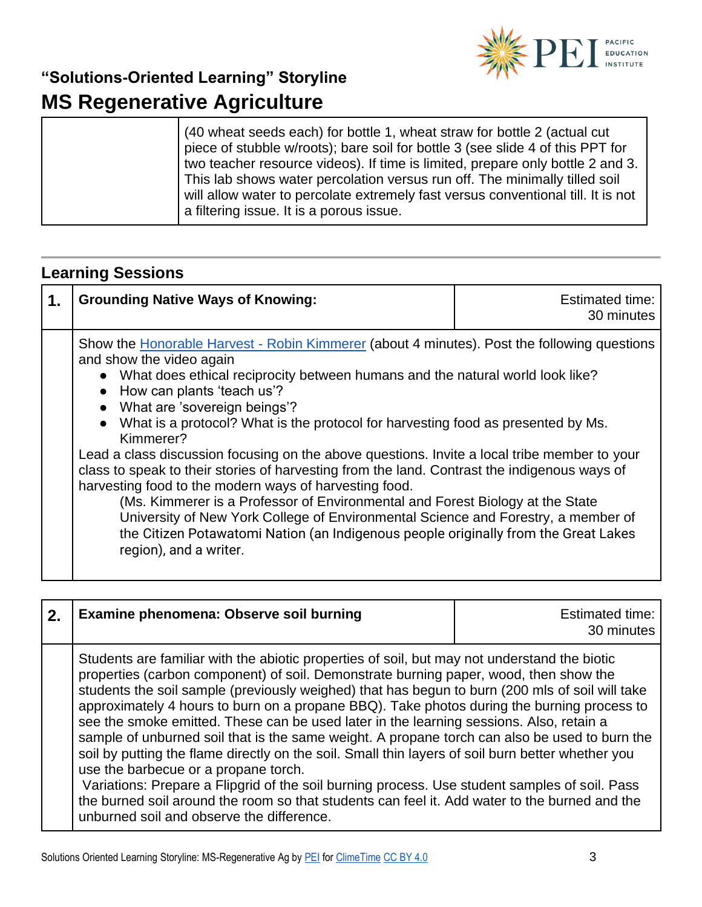| | (40 wheat seeds each) for bottle 1, wheat straw for bottle 2 (actual cut piece of stubble w/roots); bare soil for bottle 3 (see slide 4 of this PPT for two teacher resource videos). If time is limited, prepare only bottle 2 and 3. This lab shows water percolation versus run off. The minimally tilled soil will allow water to percolate extremely fast versus conventional till. It is not a filtering issue. It is a porous issue. |
|---|---|

## Learning Sessions

| 1. | **Grounding Native Ways of Knowing:** | Estimated time: 30 minutes |
|---|---|---|
| | Show the Honorable Harvest - Robin Kimmerer (about 4 minutes). Post the following questions and show the video again<br>• What does ethical reciprocity between humans and the natural world look like?<br>• How can plants 'teach us'?<br>• What are 'sovereign beings'?<br>• What is a protocol? What is the protocol for harvesting food as presented by Ms. Kimmerer?<br>Lead a class discussion focusing on the above questions. Invite a local tribe member to your class to speak to their stories of harvesting from the land. Contrast the indigenous ways of harvesting food to the modern ways of harvesting food.<br>(Ms. Kimmerer is a Professor of Environmental and Forest Biology at the State University of New York College of Environmental Science and Forestry, a member of the Citizen Potawatomi Nation (an Indigenous people originally from the Great Lakes region), and a writer. | |

| 2. | **Examine phenomena: Observe soil burning** | Estimated time: 30 minutes |
|---|---|---|
| | Students are familiar with the abiotic properties of soil, but may not understand the biotic properties (carbon component) of soil. Demonstrate burning paper, wood, then show the students the soil sample (previously weighed) that has begun to burn (200 mls of soil will take approximately 4 hours to burn on a propane BBQ). Take photos during the burning process to see the smoke emitted. These can be used later in the learning sessions. Also, retain a sample of unburned soil that is the same weight. A propane torch can also be used to burn the soil by putting the flame directly on the soil. Small thin layers of soil burn better whether you use the barbecue or a propane torch.<br>Variations: Prepare a Flipgrid of the soil burning process. Use student samples of soil. Pass the burned soil around the room so that students can feel it. Add water to the burned and the unburned soil and observe the difference. | |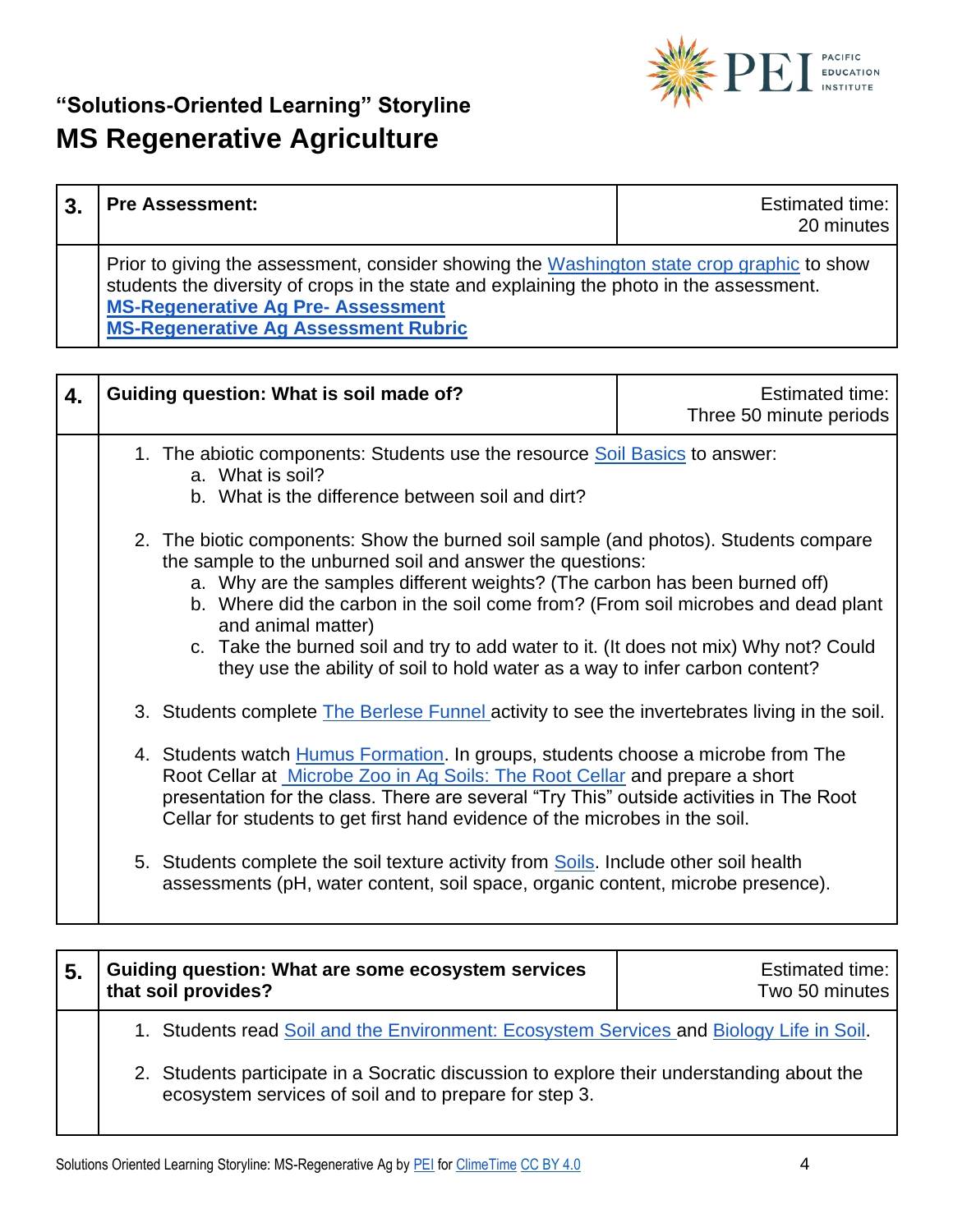## "Solutions-Oriented Learning" Storyline
# MS Regenerative Agriculture

| 3. | **Pre Assessment:** | Estimated time: 20 minutes |
|---|---|---|
| | Prior to giving the assessment, consider showing the Washington state crop graphic to show students the diversity of crops in the state and explaining the photo in the assessment.<br>**MS-Regenerative Ag Pre- Assessment**<br>**MS-Regenerative Ag Assessment Rubric** | |

| 4. | **Guiding question: What is soil made of?** | Estimated time: Three 50 minute periods |
|---|---|---|
| | 1. The abiotic components: Students use the resource Soil Basics to answer:<br>a. What is soil?<br>b. What is the difference between soil and dirt?<br><br>2. The biotic components: Show the burned soil sample (and photos). Students compare the sample to the unburned soil and answer the questions:<br>a. Why are the samples different weights? (The carbon has been burned off)<br>b. Where did the carbon in the soil come from? (From soil microbes and dead plant and animal matter)<br>c. Take the burned soil and try to add water to it. (It does not mix) Why not? Could they use the ability of soil to hold water as a way to infer carbon content?<br><br>3. Students complete The Berlese Funnel activity to see the invertebrates living in the soil.<br><br>4. Students watch Humus Formation. In groups, students choose a microbe from The Root Cellar at Microbe Zoo in Ag Soils: The Root Cellar and prepare a short presentation for the class. There are several "Try This" outside activities in The Root Cellar for students to get first hand evidence of the microbes in the soil.<br><br>5. Students complete the soil texture activity from Soils. Include other soil health assessments (pH, water content, soil space, organic content, microbe presence). | |

| 5. | **Guiding question: What are some ecosystem services that soil provides?** | Estimated time: Two 50 minutes |
|---|---|---|
| | 1. Students read Soil and the Environment: Ecosystem Services and Biology Life in Soil.<br><br>2. Students participate in a Socratic discussion to explore their understanding about the ecosystem services of soil and to prepare for step 3. | |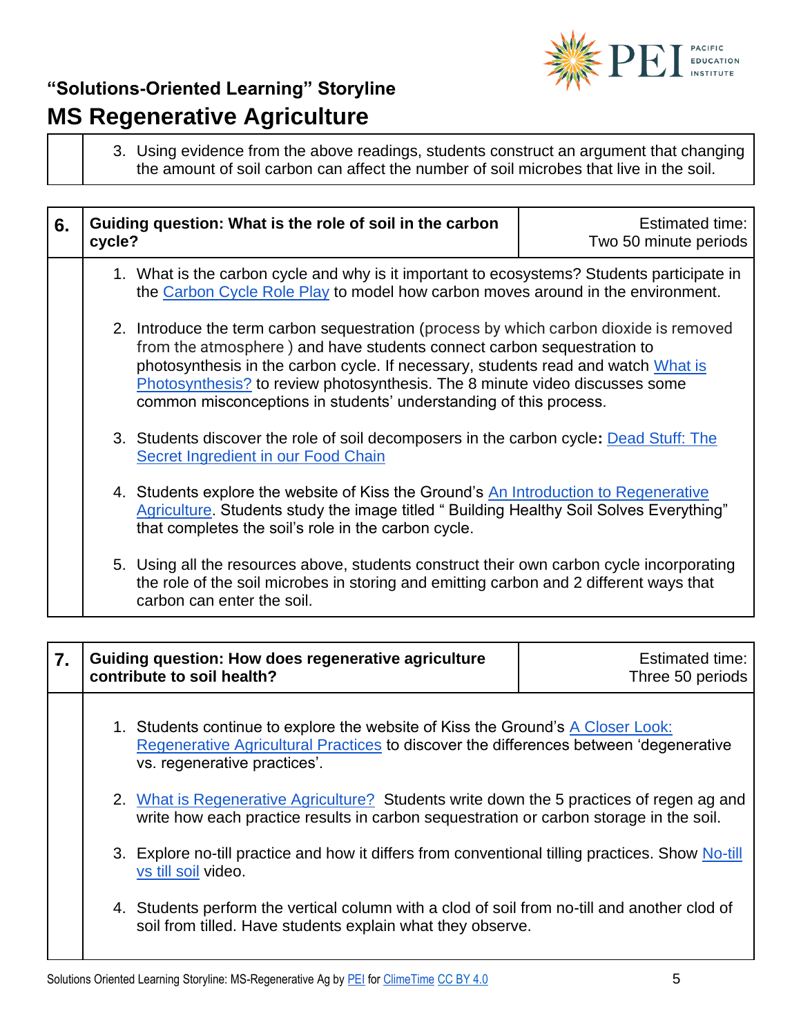| | 3. Using evidence from the above readings, students construct an argument that changing the amount of soil carbon can affect the number of soil microbes that live in the soil. |
|---|---|

| **6.** | **Guiding question: What is the role of soil in the carbon cycle?** | Estimated time: Two 50 minute periods |
|---|---|---|
| | 1. What is the carbon cycle and why is it important to ecosystems? Students participate in the Carbon Cycle Role Play to model how carbon moves around in the environment.<br><br>2. Introduce the term carbon sequestration (process by which carbon dioxide is removed from the atmosphere ) and have students connect carbon sequestration to photosynthesis in the carbon cycle. If necessary, students read and watch What is Photosynthesis? to review photosynthesis. The 8 minute video discusses some common misconceptions in students' understanding of this process.<br><br>3. Students discover the role of soil decomposers in the carbon cycle**:** Dead Stuff: The Secret Ingredient in our Food Chain<br><br>4. Students explore the website of Kiss the Ground's An Introduction to Regenerative Agriculture. Students study the image titled " Building Healthy Soil Solves Everything" that completes the soil's role in the carbon cycle.<br><br>5. Using all the resources above, students construct their own carbon cycle incorporating the role of the soil microbes in storing and emitting carbon and 2 different ways that carbon can enter the soil. | |

| **7.** | **Guiding question: How does regenerative agriculture contribute to soil health?** | Estimated time: Three 50 periods |
|---|---|---|
| | 1. Students continue to explore the website of Kiss the Ground's A Closer Look: Regenerative Agricultural Practices to discover the differences between 'degenerative vs. regenerative practices'.<br><br>2. What is Regenerative Agriculture? Students write down the 5 practices of regen ag and write how each practice results in carbon sequestration or carbon storage in the soil.<br><br>3. Explore no-till practice and how it differs from conventional tilling practices. Show No-till vs till soil video.<br><br>4. Students perform the vertical column with a clod of soil from no-till and another clod of soil from tilled. Have students explain what they observe. | |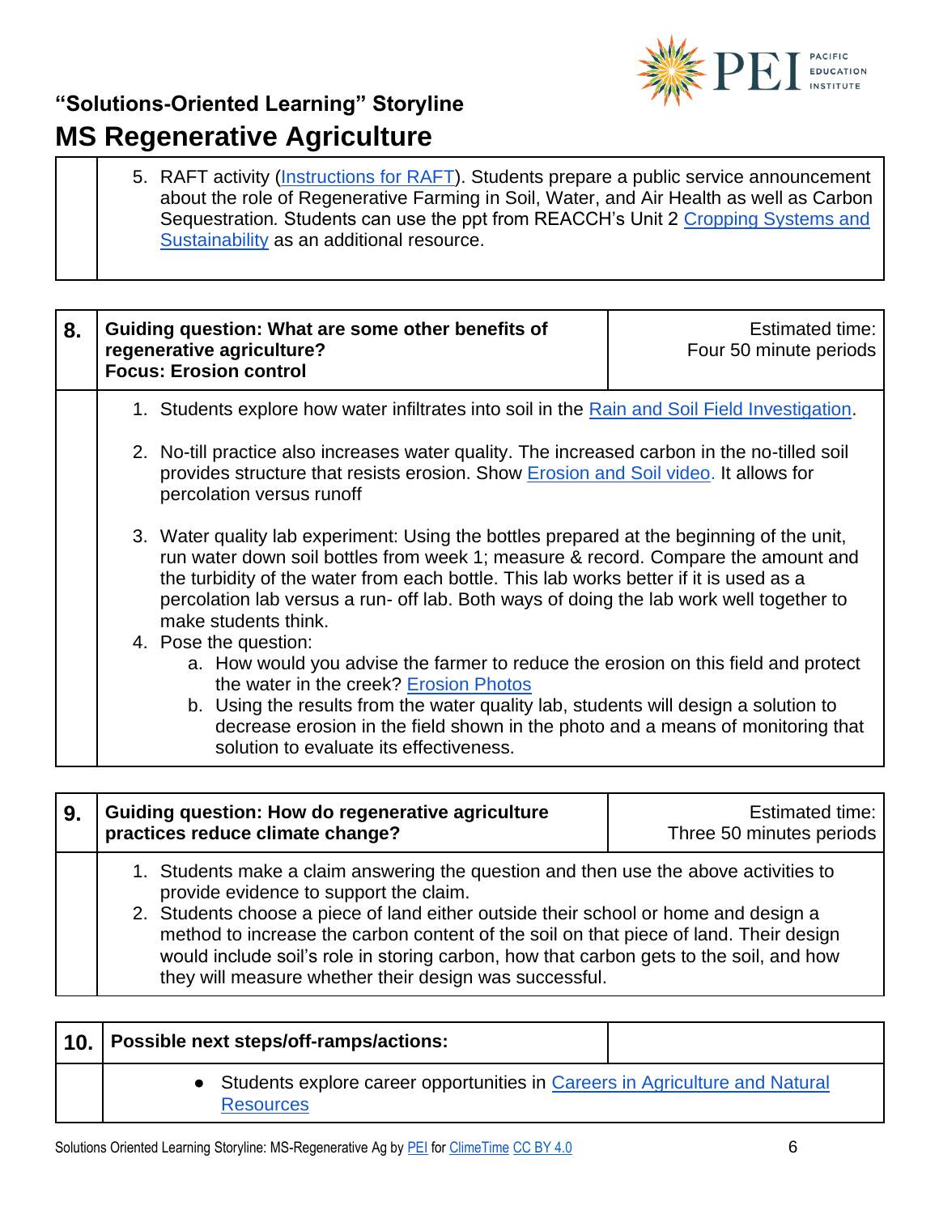| | |
|---|---|
| | 5. RAFT activity (Instructions for RAFT). Students prepare a public service announcement about the role of Regenerative Farming in Soil, Water, and Air Health as well as Carbon Sequestration*.* Students can use the ppt from REACCH's Unit 2 Cropping Systems and Sustainability as an additional resource. |

| **8.** | **Guiding question: What are some other benefits of regenerative agriculture?**<br>**Focus: Erosion control** | Estimated time:<br>Four 50 minute periods |
|---|---|---|
| | 1. Students explore how water infiltrates into soil in the Rain and Soil Field Investigation.<br><br>2. No-till practice also increases water quality. The increased carbon in the no-tilled soil provides structure that resists erosion. Show Erosion and Soil video. It allows for percolation versus runoff<br><br>3. Water quality lab experiment: Using the bottles prepared at the beginning of the unit, run water down soil bottles from week 1; measure & record. Compare the amount and the turbidity of the water from each bottle. This lab works better if it is used as a percolation lab versus a run- off lab. Both ways of doing the lab work well together to make students think.<br>4. Pose the question:<br>  a. How would you advise the farmer to reduce the erosion on this field and protect the water in the creek? Erosion Photos<br>  b. Using the results from the water quality lab, students will design a solution to decrease erosion in the field shown in the photo and a means of monitoring that solution to evaluate its effectiveness. | |

| **9.** | **Guiding question: How do regenerative agriculture practices reduce climate change?** | Estimated time:<br>Three 50 minutes periods |
|---|---|---|
| | 1. Students make a claim answering the question and then use the above activities to provide evidence to support the claim.<br>2. Students choose a piece of land either outside their school or home and design a method to increase the carbon content of the soil on that piece of land. Their design would include soil's role in storing carbon, how that carbon gets to the soil, and how they will measure whether their design was successful. | |

| **10.** | **Possible next steps/off-ramps/actions:** | |
|---|---|---|
| | • Students explore career opportunities in Careers in Agriculture and Natural Resources | |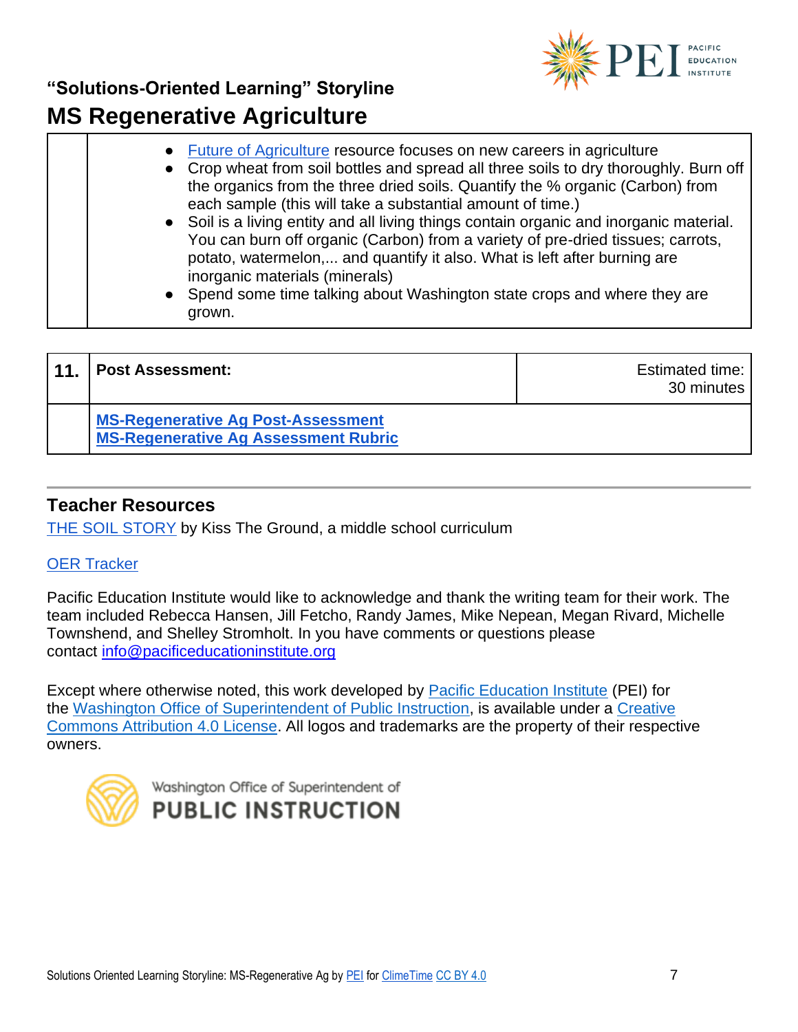| | |
|---|---|
| | • Future of Agriculture resource focuses on new careers in agriculture<br>• Crop wheat from soil bottles and spread all three soils to dry thoroughly. Burn off the organics from the three dried soils. Quantify the % organic (Carbon) from each sample (this will take a substantial amount of time.)<br>• Soil is a living entity and all living things contain organic and inorganic material. You can burn off organic (Carbon) from a variety of pre-dried tissues; carrots, potato, watermelon,... and quantify it also. What is left after burning are inorganic materials (minerals)<br>• Spend some time talking about Washington state crops and where they are grown. |

| 11. | **Post Assessment:** | Estimated time: 30 minutes |
|---|---|---|
| | **MS-Regenerative Ag Post-Assessment**<br>**MS-Regenerative Ag Assessment Rubric** | |

## Teacher Resources

THE SOIL STORY by Kiss The Ground, a middle school curriculum

OER Tracker

Pacific Education Institute would like to acknowledge and thank the writing team for their work. The team included Rebecca Hansen, Jill Fetcho, Randy James, Mike Nepean, Megan Rivard, Michelle Townshend, and Shelley Stromholt. In you have comments or questions please contact info@pacificeducationinstitute.org

Except where otherwise noted, this work developed by Pacific Education Institute (PEI) for the Washington Office of Superintendent of Public Instruction, is available under a Creative Commons Attribution 4.0 License. All logos and trademarks are the property of their respective owners.

Washington Office of Superintendent of PUBLIC INSTRUCTION